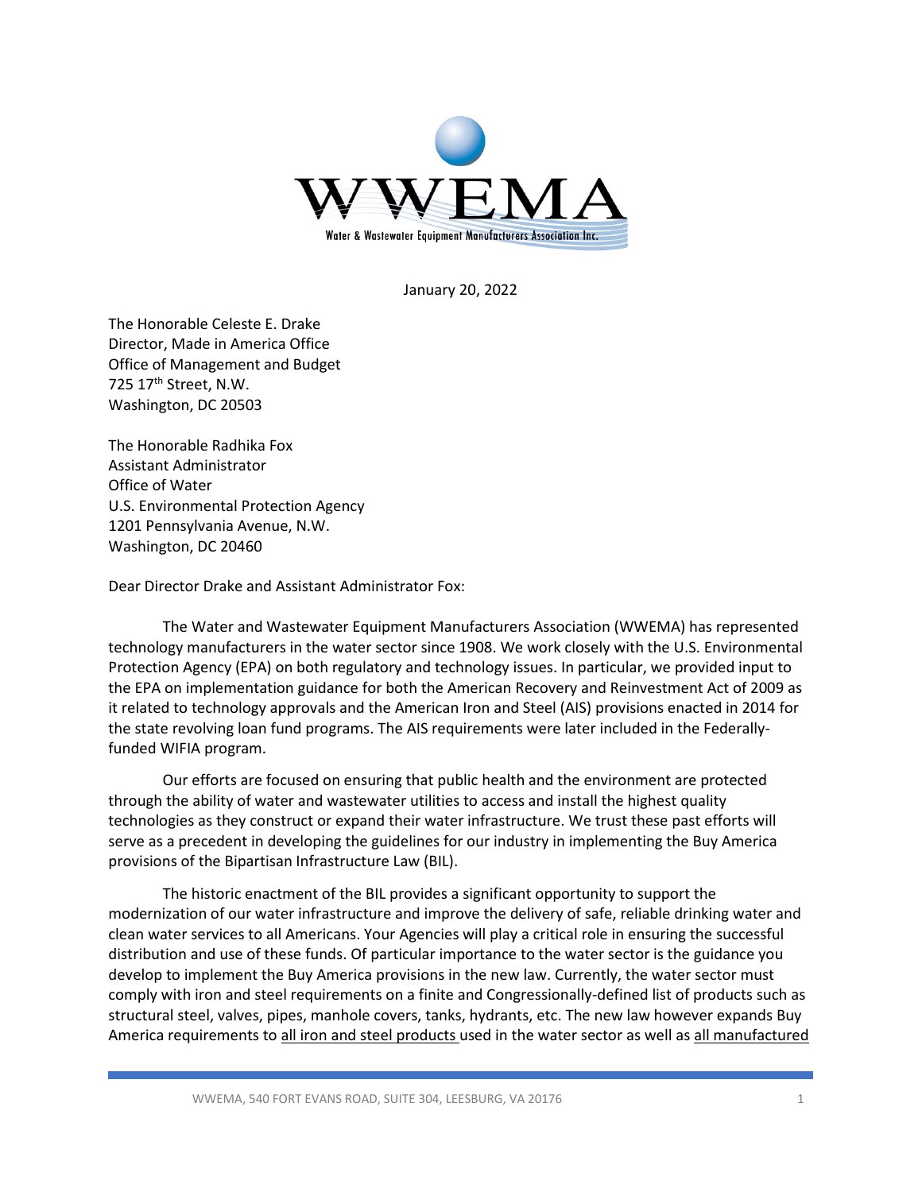WWEMA

Water & Wastewater Equipment Manufacturers Association Inc.

January 20, 2022

The Honorable Celeste E. Drake
Director, Made in America Office
Office of Management and Budget
725 17th Street, N.W.
Washington, DC 20503

The Honorable Radhika Fox
Assistant Administrator
Office of Water
U.S. Environmental Protection Agency
1201 Pennsylvania Avenue, N.W.
Washington, DC 20460

Dear Director Drake and Assistant Administrator Fox:

The Water and Wastewater Equipment Manufacturers Association (WWEMA) has represented technology manufacturers in the water sector since 1908. We work closely with the U.S. Environmental Protection Agency (EPA) on both regulatory and technology issues. In particular, we provided input to the EPA on implementation guidance for both the American Recovery and Reinvestment Act of 2009 as it related to technology approvals and the American Iron and Steel (AIS) provisions enacted in 2014 for the state revolving loan fund programs. The AIS requirements were later included in the Federally-funded WIFIA program.

Our efforts are focused on ensuring that public health and the environment are protected through the ability of water and wastewater utilities to access and install the highest quality technologies as they construct or expand their water infrastructure. We trust these past efforts will serve as a precedent in developing the guidelines for our industry in implementing the Buy America provisions of the Bipartisan Infrastructure Law (BIL).

The historic enactment of the BIL provides a significant opportunity to support the modernization of our water infrastructure and improve the delivery of safe, reliable drinking water and clean water services to all Americans. Your Agencies will play a critical role in ensuring the successful distribution and use of these funds. Of particular importance to the water sector is the guidance you develop to implement the Buy America provisions in the new law. Currently, the water sector must comply with iron and steel requirements on a finite and Congressionally-defined list of products such as structural steel, valves, pipes, manhole covers, tanks, hydrants, etc. The new law however expands Buy America requirements to <u>all iron and steel products</u> used in the water sector as well as <u>all manufactured</u>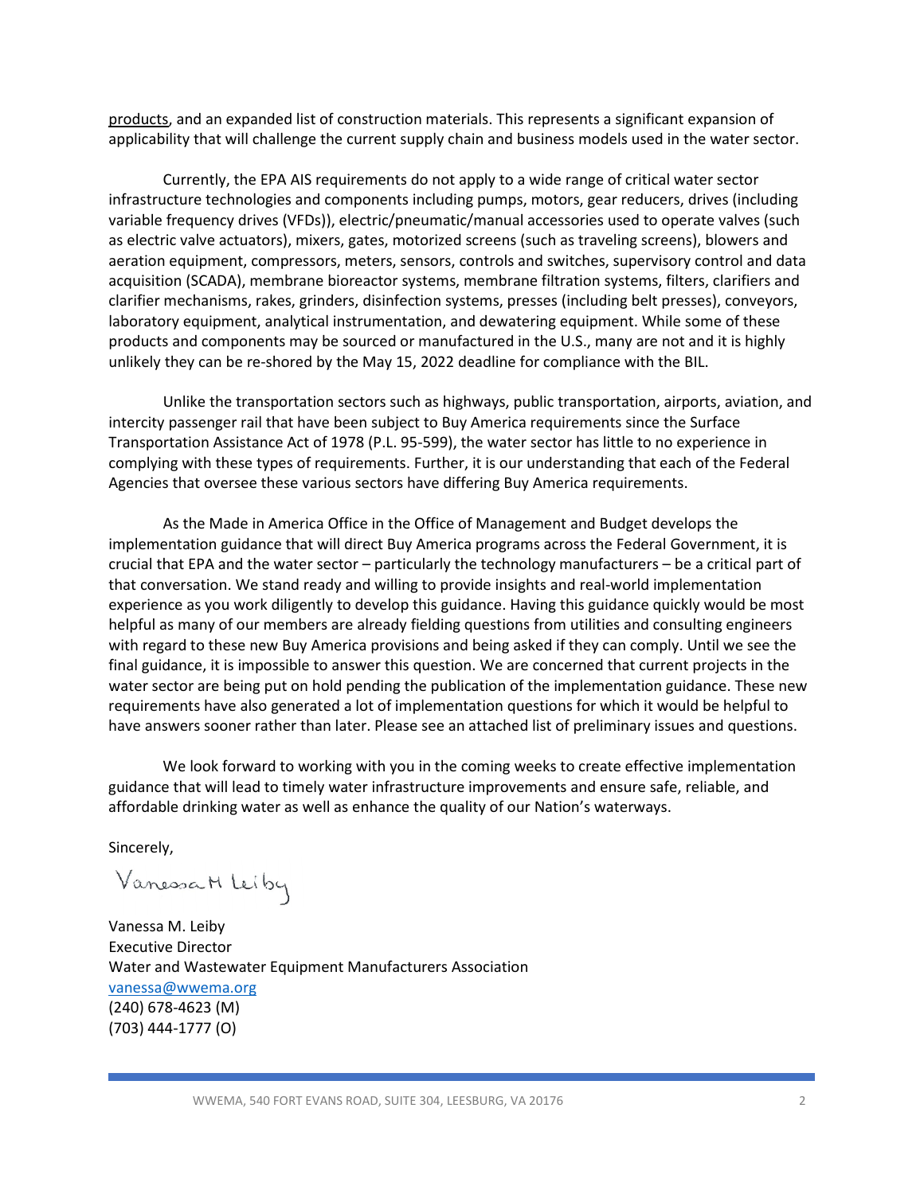products, and an expanded list of construction materials. This represents a significant expansion of applicability that will challenge the current supply chain and business models used in the water sector.

Currently, the EPA AIS requirements do not apply to a wide range of critical water sector infrastructure technologies and components including pumps, motors, gear reducers, drives (including variable frequency drives (VFDs)), electric/pneumatic/manual accessories used to operate valves (such as electric valve actuators), mixers, gates, motorized screens (such as traveling screens), blowers and aeration equipment, compressors, meters, sensors, controls and switches, supervisory control and data acquisition (SCADA), membrane bioreactor systems, membrane filtration systems, filters, clarifiers and clarifier mechanisms, rakes, grinders, disinfection systems, presses (including belt presses), conveyors, laboratory equipment, analytical instrumentation, and dewatering equipment. While some of these products and components may be sourced or manufactured in the U.S., many are not and it is highly unlikely they can be re-shored by the May 15, 2022 deadline for compliance with the BIL.

Unlike the transportation sectors such as highways, public transportation, airports, aviation, and intercity passenger rail that have been subject to Buy America requirements since the Surface Transportation Assistance Act of 1978 (P.L. 95-599), the water sector has little to no experience in complying with these types of requirements. Further, it is our understanding that each of the Federal Agencies that oversee these various sectors have differing Buy America requirements.

As the Made in America Office in the Office of Management and Budget develops the implementation guidance that will direct Buy America programs across the Federal Government, it is crucial that EPA and the water sector – particularly the technology manufacturers – be a critical part of that conversation. We stand ready and willing to provide insights and real-world implementation experience as you work diligently to develop this guidance. Having this guidance quickly would be most helpful as many of our members are already fielding questions from utilities and consulting engineers with regard to these new Buy America provisions and being asked if they can comply. Until we see the final guidance, it is impossible to answer this question. We are concerned that current projects in the water sector are being put on hold pending the publication of the implementation guidance. These new requirements have also generated a lot of implementation questions for which it would be helpful to have answers sooner rather than later. Please see an attached list of preliminary issues and questions.

We look forward to working with you in the coming weeks to create effective implementation guidance that will lead to timely water infrastructure improvements and ensure safe, reliable, and affordable drinking water as well as enhance the quality of our Nation's waterways.

Sincerely,

Vanessa M Leiby

Vanessa M. Leiby
Executive Director
Water and Wastewater Equipment Manufacturers Association
vanessa@wwema.org
(240) 678-4623 (M)
(703) 444-1777 (O)

WWEMA, 540 FORT EVANS ROAD, SUITE 304, LEESBURG, VA 20176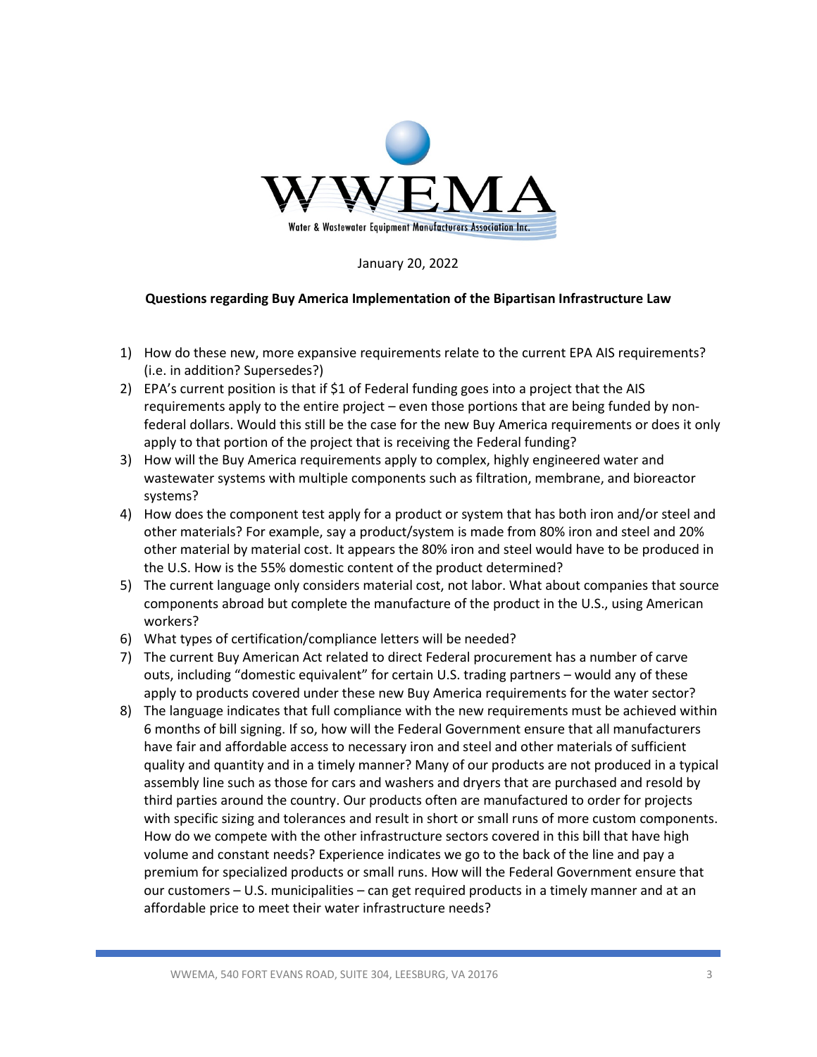WWEMA

Water & Wastewater Equipment Manufacturers Association Inc.

January 20, 2022

**Questions regarding Buy America Implementation of the Bipartisan Infrastructure Law**

1) How do these new, more expansive requirements relate to the current EPA AIS requirements? (i.e. in addition? Supersedes?)
2) EPA's current position is that if $1 of Federal funding goes into a project that the AIS requirements apply to the entire project – even those portions that are being funded by non-federal dollars. Would this still be the case for the new Buy America requirements or does it only apply to that portion of the project that is receiving the Federal funding?
3) How will the Buy America requirements apply to complex, highly engineered water and wastewater systems with multiple components such as filtration, membrane, and bioreactor systems?
4) How does the component test apply for a product or system that has both iron and/or steel and other materials? For example, say a product/system is made from 80% iron and steel and 20% other material by material cost. It appears the 80% iron and steel would have to be produced in the U.S. How is the 55% domestic content of the product determined?
5) The current language only considers material cost, not labor. What about companies that source components abroad but complete the manufacture of the product in the U.S., using American workers?
6) What types of certification/compliance letters will be needed?
7) The current Buy American Act related to direct Federal procurement has a number of carve outs, including "domestic equivalent" for certain U.S. trading partners – would any of these apply to products covered under these new Buy America requirements for the water sector?
8) The language indicates that full compliance with the new requirements must be achieved within 6 months of bill signing. If so, how will the Federal Government ensure that all manufacturers have fair and affordable access to necessary iron and steel and other materials of sufficient quality and quantity and in a timely manner? Many of our products are not produced in a typical assembly line such as those for cars and washers and dryers that are purchased and resold by third parties around the country. Our products often are manufactured to order for projects with specific sizing and tolerances and result in short or small runs of more custom components. How do we compete with the other infrastructure sectors covered in this bill that have high volume and constant needs? Experience indicates we go to the back of the line and pay a premium for specialized products or small runs. How will the Federal Government ensure that our customers – U.S. municipalities – can get required products in a timely manner and at an affordable price to meet their water infrastructure needs?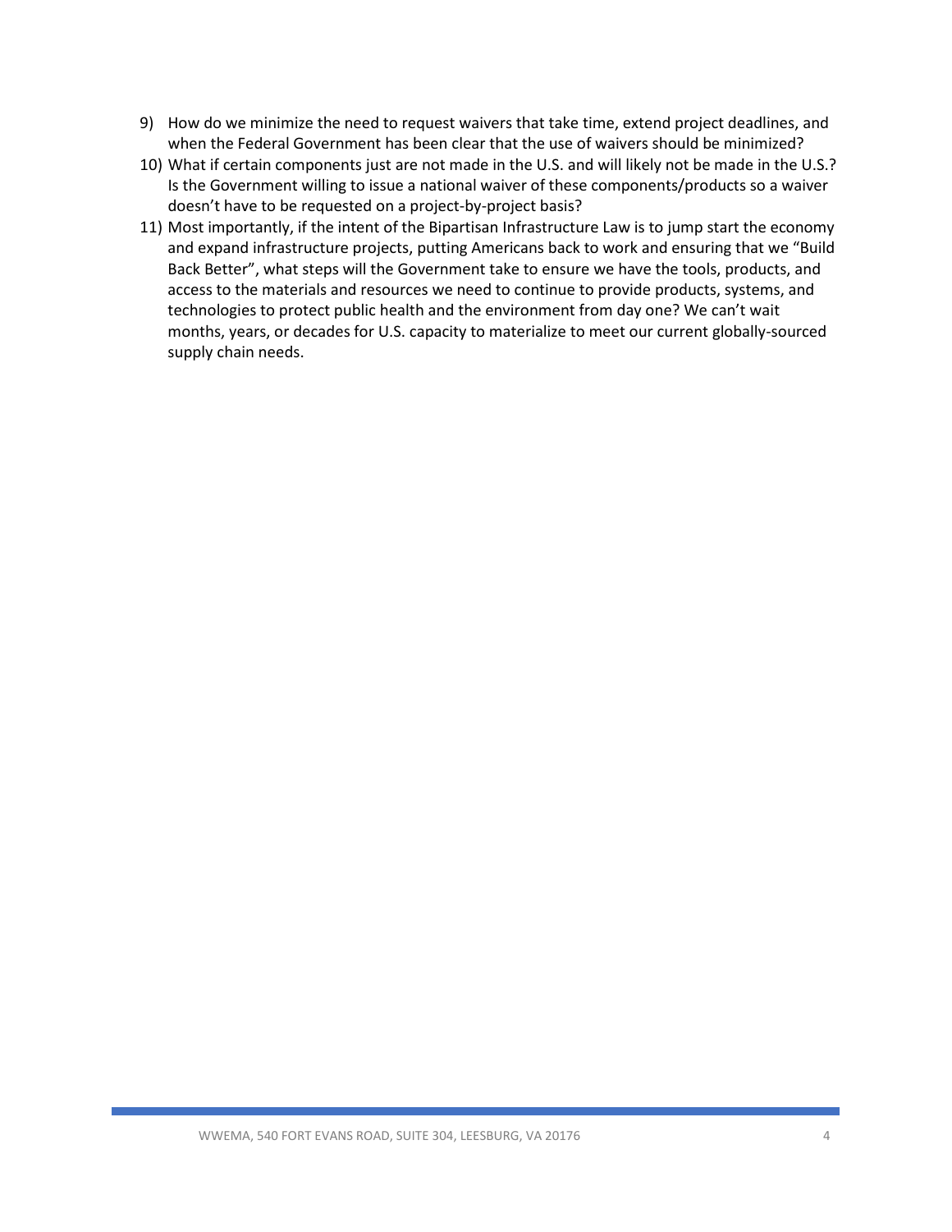9) How do we minimize the need to request waivers that take time, extend project deadlines, and when the Federal Government has been clear that the use of waivers should be minimized?
10) What if certain components just are not made in the U.S. and will likely not be made in the U.S.? Is the Government willing to issue a national waiver of these components/products so a waiver doesn't have to be requested on a project-by-project basis?
11) Most importantly, if the intent of the Bipartisan Infrastructure Law is to jump start the economy and expand infrastructure projects, putting Americans back to work and ensuring that we "Build Back Better", what steps will the Government take to ensure we have the tools, products, and access to the materials and resources we need to continue to provide products, systems, and technologies to protect public health and the environment from day one? We can't wait months, years, or decades for U.S. capacity to materialize to meet our current globally-sourced supply chain needs.